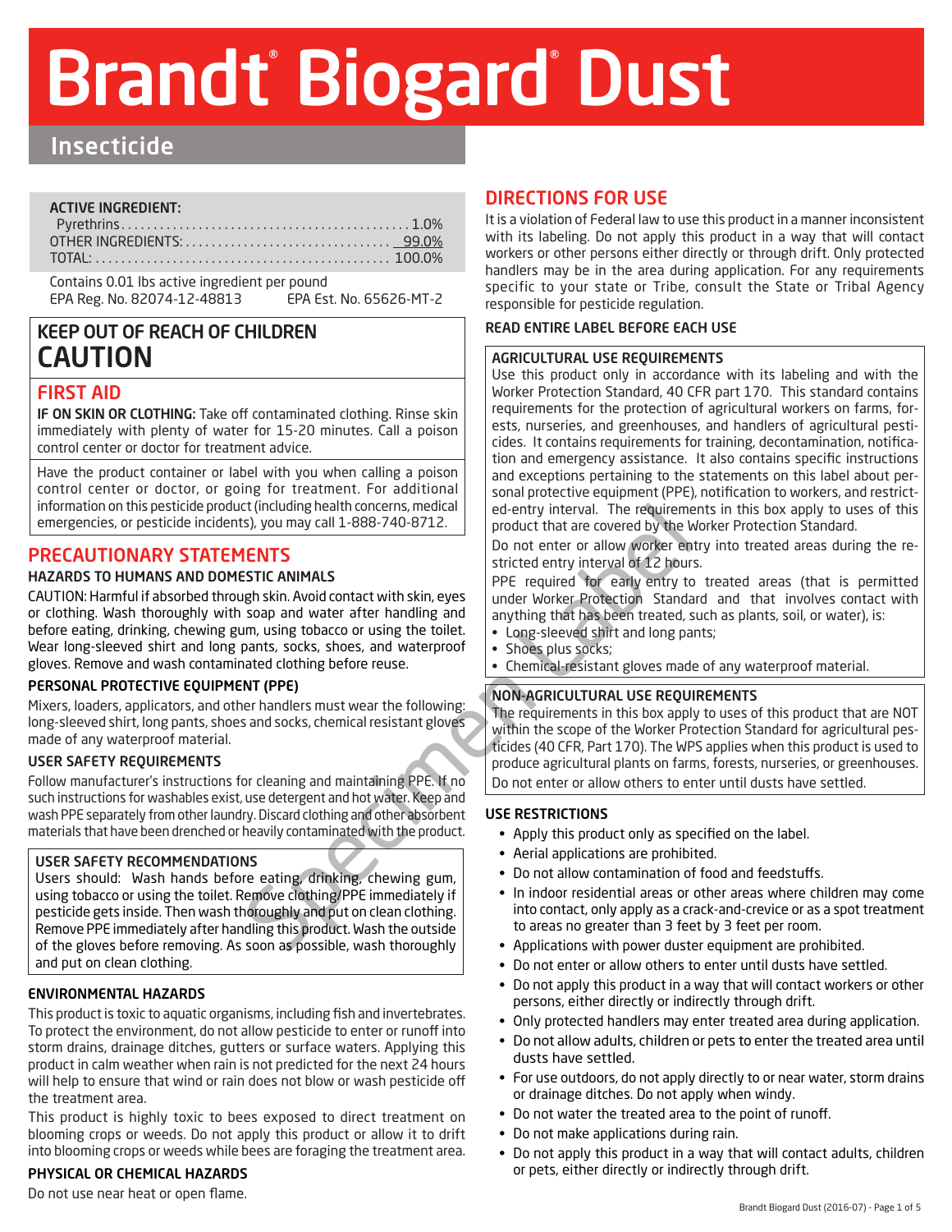# Brandt® Biogard® Dust

## Insecticide

**ACTIVE INGREDIENT:**

| | |
|---|---|
| Pyrethrins | 1.0% |
| OTHER INGREDIENTS: | 99.0% |
| TOTAL: | 100.0% |

Contains 0.01 lbs active ingredient per pound
EPA Reg. No. 82074-12-48813     EPA Est. No. 65626-MT-2

## KEEP OUT OF REACH OF CHILDREN
## CAUTION

## FIRST AID

**IF ON SKIN OR CLOTHING:** Take off contaminated clothing. Rinse skin immediately with plenty of water for 15-20 minutes. Call a poison control center or doctor for treatment advice.

Have the product container or label with you when calling a poison control center or doctor, or going for treatment. For additional information on this pesticide product (including health concerns, medical emergencies, or pesticide incidents), you may call 1-888-740-8712.

## PRECAUTIONARY STATEMENTS

### HAZARDS TO HUMANS AND DOMESTIC ANIMALS

CAUTION: Harmful if absorbed through skin. Avoid contact with skin, eyes or clothing. Wash thoroughly with soap and water after handling and before eating, drinking, chewing gum, using tobacco or using the toilet. Wear long-sleeved shirt and long pants, socks, shoes, and waterproof gloves. Remove and wash contaminated clothing before reuse.

### PERSONAL PROTECTIVE EQUIPMENT (PPE)

Mixers, loaders, applicators, and other handlers must wear the following: long-sleeved shirt, long pants, shoes and socks, chemical resistant gloves made of any waterproof material.

### USER SAFETY REQUIREMENTS

Follow manufacturer's instructions for cleaning and maintaining PPE. If no such instructions for washables exist, use detergent and hot water. Keep and wash PPE separately from other laundry. Discard clothing and other absorbent materials that have been drenched or heavily contaminated with the product.

### USER SAFETY RECOMMENDATIONS

Users should: Wash hands before eating, drinking, chewing gum, using tobacco or using the toilet. Remove clothing/PPE immediately if pesticide gets inside. Then wash thoroughly and put on clean clothing. Remove PPE immediately after handling this product. Wash the outside of the gloves before removing. As soon as possible, wash thoroughly and put on clean clothing.

### ENVIRONMENTAL HAZARDS

This product is toxic to aquatic organisms, including fish and invertebrates. To protect the environment, do not allow pesticide to enter or runoff into storm drains, drainage ditches, gutters or surface waters. Applying this product in calm weather when rain is not predicted for the next 24 hours will help to ensure that wind or rain does not blow or wash pesticide off the treatment area.

This product is highly toxic to bees exposed to direct treatment on blooming crops or weeds. Do not apply this product or allow it to drift into blooming crops or weeds while bees are foraging the treatment area.

### PHYSICAL OR CHEMICAL HAZARDS

Do not use near heat or open flame.

## DIRECTIONS FOR USE

It is a violation of Federal law to use this product in a manner inconsistent with its labeling. Do not apply this product in a way that will contact workers or other persons either directly or through drift. Only protected handlers may be in the area during application. For any requirements specific to your state or Tribe, consult the State or Tribal Agency responsible for pesticide regulation.

### READ ENTIRE LABEL BEFORE EACH USE

### AGRICULTURAL USE REQUIREMENTS

Use this product only in accordance with its labeling and with the Worker Protection Standard, 40 CFR part 170. This standard contains requirements for the protection of agricultural workers on farms, forests, nurseries, and greenhouses, and handlers of agricultural pesticides. It contains requirements for training, decontamination, notification and emergency assistance. It also contains specific instructions and exceptions pertaining to the statements on this label about personal protective equipment (PPE), notification to workers, and restricted-entry interval. The requirements in this box apply to uses of this product that are covered by the Worker Protection Standard.

Do not enter or allow worker entry into treated areas during the restricted entry interval of 12 hours.

PPE required for early entry to treated areas (that is permitted under Worker Protection Standard and that involves contact with anything that has been treated, such as plants, soil, or water), is:

- Long-sleeved shirt and long pants;
- Shoes plus socks;
- Chemical-resistant gloves made of any waterproof material.

### NON-AGRICULTURAL USE REQUIREMENTS

The requirements in this box apply to uses of this product that are NOT within the scope of the Worker Protection Standard for agricultural pesticides (40 CFR, Part 170). The WPS applies when this product is used to produce agricultural plants on farms, forests, nurseries, or greenhouses.

Do not enter or allow others to enter until dusts have settled.

### USE RESTRICTIONS

- Apply this product only as specified on the label.
- Aerial applications are prohibited.
- Do not allow contamination of food and feedstuffs.
- In indoor residential areas or other areas where children may come into contact, only apply as a crack-and-crevice or as a spot treatment to areas no greater than 3 feet by 3 feet per room.
- Applications with power duster equipment are prohibited.
- Do not enter or allow others to enter until dusts have settled.
- Do not apply this product in a way that will contact workers or other persons, either directly or indirectly through drift.
- Only protected handlers may enter treated area during application.
- Do not allow adults, children or pets to enter the treated area until dusts have settled.
- For use outdoors, do not apply directly to or near water, storm drains or drainage ditches. Do not apply when windy.
- Do not water the treated area to the point of runoff.
- Do not make applications during rain.
- Do not apply this product in a way that will contact adults, children or pets, either directly or indirectly through drift.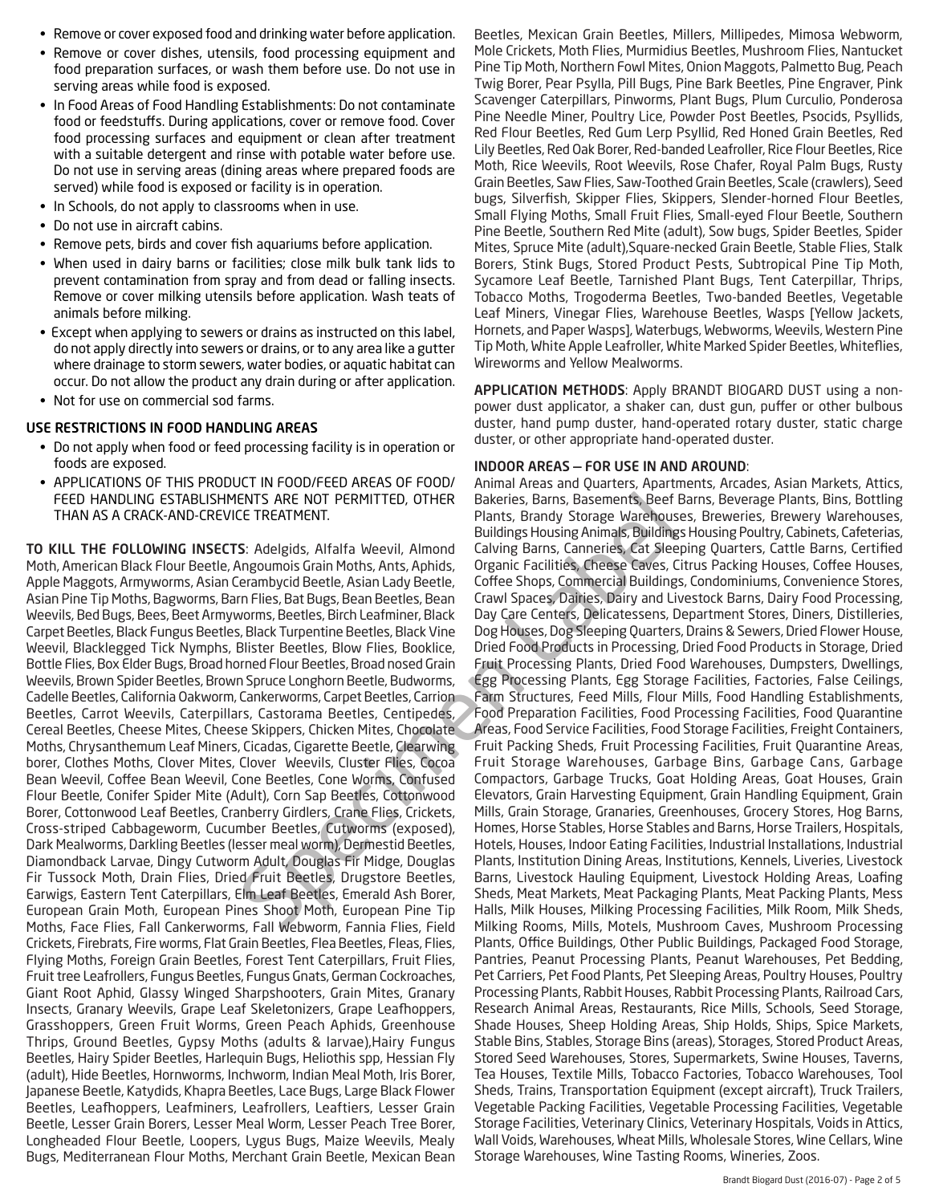- Remove or cover exposed food and drinking water before application.
- Remove or cover dishes, utensils, food processing equipment and food preparation surfaces, or wash them before use. Do not use in serving areas while food is exposed.
- In Food Areas of Food Handling Establishments: Do not contaminate food or feedstuffs. During applications, cover or remove food. Cover food processing surfaces and equipment or clean after treatment with a suitable detergent and rinse with potable water before use. Do not use in serving areas (dining areas where prepared foods are served) while food is exposed or facility is in operation.
- In Schools, do not apply to classrooms when in use.
- Do not use in aircraft cabins.
- Remove pets, birds and cover fish aquariums before application.
- When used in dairy barns or facilities; close milk bulk tank lids to prevent contamination from spray and from dead or falling insects. Remove or cover milking utensils before application. Wash teats of animals before milking.
- Except when applying to sewers or drains as instructed on this label, do not apply directly into sewers or drains, or to any area like a gutter where drainage to storm sewers, water bodies, or aquatic habitat can occur. Do not allow the product any drain during or after application.
- Not for use on commercial sod farms.

## USE RESTRICTIONS IN FOOD HANDLING AREAS

- Do not apply when food or feed processing facility is in operation or foods are exposed.
- APPLICATIONS OF THIS PRODUCT IN FOOD/FEED AREAS OF FOOD/FEED HANDLING ESTABLISHMENTS ARE NOT PERMITTED, OTHER THAN AS A CRACK-AND-CREVICE TREATMENT.

**TO KILL THE FOLLOWING INSECTS**: Adelgids, Alfalfa Weevil, Almond Moth, American Black Flour Beetle, Angoumois Grain Moths, Ants, Aphids, Apple Maggots, Armyworms, Asian Cerambycid Beetle, Asian Lady Beetle, Asian Pine Tip Moths, Bagworms, Barn Flies, Bat Bugs, Bean Beetles, Bean Weevils, Bed Bugs, Bees, Beet Armyworms, Beetles, Birch Leafminer, Black Carpet Beetles, Black Fungus Beetles, Black Turpentine Beetles, Black Vine Weevil, Blacklegged Tick Nymphs, Blister Beetles, Blow Flies, Booklice, Bottle Flies, Box Elder Bugs, Broad horned Flour Beetles, Broad nosed Grain Weevils, Brown Spider Beetles, Brown Spruce Longhorn Beetle, Budworms, Cadelle Beetles, California Oakworm, Cankerworms, Carpet Beetles, Carrion Beetles, Carrot Weevils, Caterpillars, Castorama Beetles, Centipedes, Cereal Beetles, Cheese Mites, Cheese Skippers, Chicken Mites, Chocolate Moths, Chrysanthemum Leaf Miners, Cicadas, Cigarette Beetle, Clearwing borer, Clothes Moths, Clover Mites, Clover Weevils, Cluster Flies, Cocoa Bean Weevil, Coffee Bean Weevil, Cone Beetles, Cone Worms, Confused Flour Beetle, Conifer Spider Mite (Adult), Corn Sap Beetles, Cottonwood Borer, Cottonwood Leaf Beetles, Cranberry Girdlers, Crane Flies, Crickets, Cross-striped Cabbageworm, Cucumber Beetles, Cutworms (exposed), Dark Mealworms, Darkling Beetles (lesser meal worm), Dermestid Beetles, Diamondback Larvae, Dingy Cutworm Adult, Douglas Fir Midge, Douglas Fir Tussock Moth, Drain Flies, Dried Fruit Beetles, Drugstore Beetles, Earwigs, Eastern Tent Caterpillars, Elm Leaf Beetles, Emerald Ash Borer, European Grain Moth, European Pines Shoot Moth, European Pine Tip Moths, Face Flies, Fall Cankerworms, Fall Webworm, Fannia Flies, Field Crickets, Firebrats, Fire worms, Flat Grain Beetles, Flea Beetles, Fleas, Flies, Flying Moths, Foreign Grain Beetles, Forest Tent Caterpillars, Fruit Flies, Fruit tree Leafrollers, Fungus Beetles, Fungus Gnats, German Cockroaches, Giant Root Aphid, Glassy Winged Sharpshooters, Grain Mites, Granary Insects, Granary Weevils, Grape Leaf Skeletonizers, Grape Leafhoppers, Grasshoppers, Green Fruit Worms, Green Peach Aphids, Greenhouse Thrips, Ground Beetles, Gypsy Moths (adults & larvae),Hairy Fungus Beetles, Hairy Spider Beetles, Harlequin Bugs, Heliothis spp, Hessian Fly (adult), Hide Beetles, Hornworms, Inchworm, Indian Meal Moth, Iris Borer, Japanese Beetle, Katydids, Khapra Beetles, Lace Bugs, Large Black Flower Beetles, Leafhoppers, Leafminers, Leafrollers, Leaftiers, Lesser Grain Beetle, Lesser Grain Borers, Lesser Meal Worm, Lesser Peach Tree Borer, Longheaded Flour Beetle, Loopers, Lygus Bugs, Maize Weevils, Mealy Bugs, Mediterranean Flour Moths, Merchant Grain Beetle, Mexican Bean Beetles, Mexican Grain Beetles, Millers, Millipedes, Mimosa Webworm, Mole Crickets, Moth Flies, Murmidius Beetles, Mushroom Flies, Nantucket Pine Tip Moth, Northern Fowl Mites, Onion Maggots, Palmetto Bug, Peach Twig Borer, Pear Psylla, Pill Bugs, Pine Bark Beetles, Pine Engraver, Pink Scavenger Caterpillars, Pinworms, Plant Bugs, Plum Curculio, Ponderosa Pine Needle Miner, Poultry Lice, Powder Post Beetles, Psocids, Psyllids, Red Flour Beetles, Red Gum Lerp Psyllid, Red Honed Grain Beetles, Red Lily Beetles, Red Oak Borer, Red-banded Leafroller, Rice Flour Beetles, Rice Moth, Rice Weevils, Root Weevils, Rose Chafer, Royal Palm Bugs, Rusty Grain Beetles, Saw Flies, Saw-Toothed Grain Beetles, Scale (crawlers), Seed bugs, Silverfish, Skipper Flies, Skippers, Slender-horned Flour Beetles, Small Flying Moths, Small Fruit Flies, Small-eyed Flour Beetle, Southern Pine Beetle, Southern Red Mite (adult), Sow bugs, Spider Beetles, Spider Mites, Spruce Mite (adult),Square-necked Grain Beetle, Stable Flies, Stalk Borers, Stink Bugs, Stored Product Pests, Subtropical Pine Tip Moth, Sycamore Leaf Beetle, Tarnished Plant Bugs, Tent Caterpillar, Thrips, Tobacco Moths, Trogoderma Beetles, Two-banded Beetles, Vegetable Leaf Miners, Vinegar Flies, Warehouse Beetles, Wasps [Yellow Jackets, Hornets, and Paper Wasps], Waterbugs, Webworms, Weevils, Western Pine Tip Moth, White Apple Leafroller, White Marked Spider Beetles, Whiteflies, Wireworms and Yellow Mealworms.

**APPLICATION METHODS**: Apply BRANDT BIOGARD DUST using a non-power dust applicator, a shaker can, dust gun, puffer or other bulbous duster, hand pump duster, hand-operated rotary duster, static charge duster, or other appropriate hand-operated duster.

## INDOOR AREAS – FOR USE IN AND AROUND:

Animal Areas and Quarters, Apartments, Arcades, Asian Markets, Attics, Bakeries, Barns, Basements, Beef Barns, Beverage Plants, Bins, Bottling Plants, Brandy Storage Warehouses, Breweries, Brewery Warehouses, Buildings Housing Animals, Buildings Housing Poultry, Cabinets, Cafeterias, Calving Barns, Canneries, Cat Sleeping Quarters, Cattle Barns, Certified Organic Facilities, Cheese Caves, Citrus Packing Houses, Coffee Houses, Coffee Shops, Commercial Buildings, Condominiums, Convenience Stores, Crawl Spaces, Dairies, Dairy and Livestock Barns, Dairy Food Processing, Day Care Centers, Delicatessens, Department Stores, Diners, Distilleries, Dog Houses, Dog Sleeping Quarters, Drains & Sewers, Dried Flower House, Dried Food Products in Processing, Dried Food Products in Storage, Dried Fruit Processing Plants, Dried Food Warehouses, Dumpsters, Dwellings, Egg Processing Plants, Egg Storage Facilities, Factories, False Ceilings, Farm Structures, Feed Mills, Flour Mills, Food Handling Establishments, Food Preparation Facilities, Food Processing Facilities, Food Quarantine Areas, Food Service Facilities, Food Storage Facilities, Freight Containers, Fruit Packing Sheds, Fruit Processing Facilities, Fruit Quarantine Areas, Fruit Storage Warehouses, Garbage Bins, Garbage Cans, Garbage Compactors, Garbage Trucks, Goat Holding Areas, Goat Houses, Grain Elevators, Grain Harvesting Equipment, Grain Handling Equipment, Grain Mills, Grain Storage, Granaries, Greenhouses, Grocery Stores, Hog Barns, Homes, Horse Stables, Horse Stables and Barns, Horse Trailers, Hospitals, Hotels, Houses, Indoor Eating Facilities, Industrial Installations, Industrial Plants, Institution Dining Areas, Institutions, Kennels, Liveries, Livestock Barns, Livestock Hauling Equipment, Livestock Holding Areas, Loafing Sheds, Meat Markets, Meat Packaging Plants, Meat Packing Plants, Mess Halls, Milk Houses, Milking Processing Facilities, Milk Room, Milk Sheds, Milking Rooms, Mills, Motels, Mushroom Caves, Mushroom Processing Plants, Office Buildings, Other Public Buildings, Packaged Food Storage, Pantries, Peanut Processing Plants, Peanut Warehouses, Pet Bedding, Pet Carriers, Pet Food Plants, Pet Sleeping Areas, Poultry Houses, Poultry Processing Plants, Rabbit Houses, Rabbit Processing Plants, Railroad Cars, Research Animal Areas, Restaurants, Rice Mills, Schools, Seed Storage, Shade Houses, Sheep Holding Areas, Ship Holds, Ships, Spice Markets, Stable Bins, Stables, Storage Bins (areas), Storages, Stored Product Areas, Stored Seed Warehouses, Stores, Supermarkets, Swine Houses, Taverns, Tea Houses, Textile Mills, Tobacco Factories, Tobacco Warehouses, Tool Sheds, Trains, Transportation Equipment (except aircraft), Truck Trailers, Vegetable Packing Facilities, Vegetable Processing Facilities, Vegetable Storage Facilities, Veterinary Clinics, Veterinary Hospitals, Voids in Attics, Wall Voids, Warehouses, Wheat Mills, Wholesale Stores, Wine Cellars, Wine Storage Warehouses, Wine Tasting Rooms, Wineries, Zoos.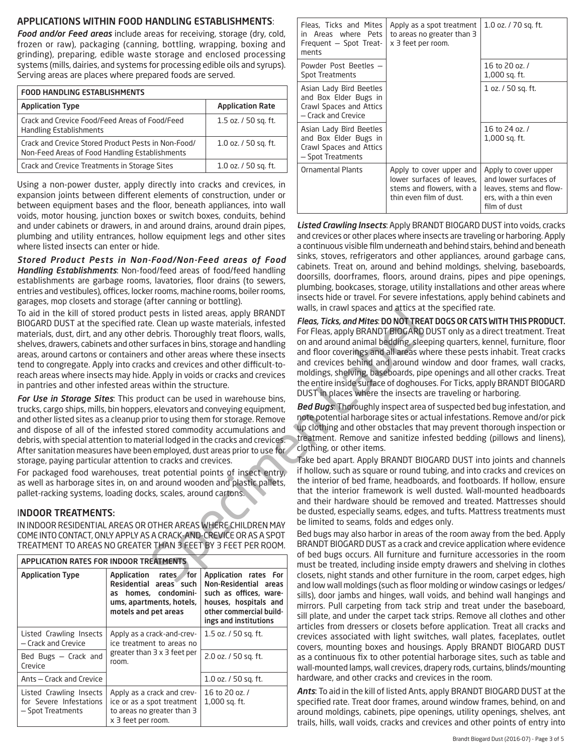## APPLICATIONS WITHIN FOOD HANDLING ESTABLISHMENTS:

***Food and/or Feed areas*** include areas for receiving, storage (dry, cold, frozen or raw), packaging (canning, bottling, wrapping, boxing and grinding), preparing, edible waste storage and enclosed processing systems (mills, dairies, and systems for processing edible oils and syrups). Serving areas are places where prepared foods are served.

| FOOD HANDLING ESTABLISHMENTS | |
|---|---|
| **Application Type** | **Application Rate** |
| Crack and Crevice Food/Feed Areas of Food/Feed Handling Establishments | 1.5 oz. / 50 sq. ft. |
| Crack and Crevice Stored Product Pests in Non-Food/ Non-Feed Areas of Food Handling Establishments | 1.0 oz. / 50 sq. ft. |
| Crack and Crevice Treatments in Storage Sites | 1.0 oz. / 50 sq. ft. |

Using a non-power duster, apply directly into cracks and crevices, in expansion joints between different elements of construction, under or between equipment bases and the floor, beneath appliances, into wall voids, motor housing, junction boxes or switch boxes, conduits, behind and under cabinets or drawers, in and around drains, around drain pipes, plumbing and utility entrances, hollow equipment legs and other sites where listed insects can enter or hide.

***Stored Product Pests in Non-Food/Non-Feed areas of Food Handling Establishments***: Non-food/feed areas of food/feed handling establishments are garbage rooms, lavatories, floor drains (to sewers, entries and vestibules), offices, locker rooms, machine rooms, boiler rooms, garages, mop closets and storage (after canning or bottling).

To aid in the kill of stored product pests in listed areas, apply BRANDT BIOGARD DUST at the specified rate. Clean up waste materials, infested materials, dust, dirt, and any other debris. Thoroughly treat floors, walls, shelves, drawers, cabinets and other surfaces in bins, storage and handling areas, around cartons or containers and other areas where these insects tend to congregate. Apply into cracks and crevices and other difficult-to-reach areas where insects may hide. Apply in voids or cracks and crevices in pantries and other infested areas within the structure.

***For Use in Storage Sites***: This product can be used in warehouse bins, trucks, cargo ships, mills, bin hoppers, elevators and conveying equipment, and other listed sites as a cleanup prior to using them for storage. Remove and dispose of all of the infested stored commodity accumulations and debris, with special attention to material lodged in the cracks and crevices. After sanitation measures have been employed, dust areas prior to use for storage, paying particular attention to cracks and crevices.

For packaged food warehouses, treat potential points of insect entry, as well as harborage sites in, on and around wooden and plastic pallets, pallet-racking systems, loading docks, scales, around cartons.

## INDOOR TREATMENTS:

IN INDOOR RESIDENTIAL AREAS OR OTHER AREAS WHERE CHILDREN MAY COME INTO CONTACT, ONLY APPLY AS A CRACK-AND-CREVICE OR AS A SPOT TREATMENT TO AREAS NO GREATER THAN 3 FEET BY 3 FEET PER ROOM.

| APPLICATION RATES FOR INDOOR TREATMENTS | | |
|---|---|---|
| **Application Type** | **Application rates for Residential areas such as homes, condominiums, apartments, hotels, motels and pet areas** | **Application rates For Non-Residential areas such as offices, warehouses, hospitals and other commercial buildings and institutions** |
| Listed Crawling Insects – Crack and Crevice | Apply as a crack-and-crevice treatment to areas no greater than 3 x 3 feet per room. | 1.5 oz. / 50 sq. ft. |
| Bed Bugs – Crack and Crevice | | 2.0 oz. / 50 sq. ft. |
| Ants – Crack and Crevice | | 1.0 oz. / 50 sq. ft. |
| Listed Crawling Insects for Severe Infestations – Spot Treatments | Apply as a crack and crevice or as a spot treatment to areas no greater than 3 x 3 feet per room. | 16 to 20 oz. / 1,000 sq. ft. |
| Fleas, Ticks and Mites in Areas where Pets Frequent – Spot Treatments | Apply as a spot treatment to areas no greater than 3 x 3 feet per room. | 1.0 oz. / 70 sq. ft. |
| Powder Post Beetles – Spot Treatments | | 16 to 20 oz. / 1,000 sq. ft. |
| Asian Lady Bird Beetles and Box Elder Bugs in Crawl Spaces and Attics – Crack and Crevice | | 1 oz. / 50 sq. ft. |
| Asian Lady Bird Beetles and Box Elder Bugs in Crawl Spaces and Attics – Spot Treatments | | 16 to 24 oz. / 1,000 sq. ft. |
| Ornamental Plants | Apply to cover upper and lower surfaces of leaves, stems and flowers, with a thin even film of dust. | Apply to cover upper and lower surfaces of leaves, stems and flowers, with a thin even film of dust |

***Listed Crawling Insects***: Apply BRANDT BIOGARD DUST into voids, cracks and crevices or other places where insects are traveling or harboring. Apply a continuous visible film underneath and behind stairs, behind and beneath sinks, stoves, refrigerators and other appliances, around garbage cans, cabinets. Treat on, around and behind moldings, shelving, baseboards, doorsills, doorframes, floors, around drains, pipes and pipe openings, plumbing, bookcases, storage, utility installations and other areas where insects hide or travel. For severe infestations, apply behind cabinets and walls, in crawl spaces and attics at the specified rate.

***Fleas, Ticks, and Mites*: DO NOT TREAT DOGS OR CATS WITH THIS PRODUCT.** For Fleas, apply BRANDT BIOGARD DUST only as a direct treatment. Treat on and around animal bedding, sleeping quarters, kennel, furniture, floor and floor coverings and all areas where these pests inhabit. Treat cracks and crevices behind and around window and door frames, wall cracks, moldings, shelving, baseboards, pipe openings and all other cracks. Treat the entire inside surface of doghouses. For Ticks, apply BRANDT BIOGARD DUST in places where the insects are traveling or harboring.

***Bed Bugs***: Thoroughly inspect area of suspected bed bug infestation, and note potential harborage sites or actual infestations. Remove and/or pick up clothing and other obstacles that may prevent thorough inspection or treatment. Remove and sanitize infested bedding (pillows and linens), clothing, or other items.

Take bed apart. Apply BRANDT BIOGARD DUST into joints and channels if hollow, such as square or round tubing, and into cracks and crevices on the interior of bed frame, headboards, and footboards. If hollow, ensure that the interior framework is well dusted. Wall-mounted headboards and their hardware should be removed and treated. Mattresses should be dusted, especially seams, edges, and tufts. Mattress treatments must be limited to seams, folds and edges only.

Bed bugs may also harbor in areas of the room away from the bed. Apply BRANDT BIOGARD DUST as a crack and crevice application where evidence of bed bugs occurs. All furniture and furniture accessories in the room must be treated, including inside empty drawers and shelving in clothes closets, night stands and other furniture in the room, carpet edges, high and low wall moldings (such as floor molding or window casings or ledges/ sills), door jambs and hinges, wall voids, and behind wall hangings and mirrors. Pull carpeting from tack strip and treat under the baseboard, sill plate, and under the carpet tack strips. Remove all clothes and other articles from dressers or closets before application. Treat all cracks and crevices associated with light switches, wall plates, faceplates, outlet covers, mounting boxes and housings. Apply BRANDT BIOGARD DUST as a continuous fix to other potential harborage sites, such as table and wall-mounted lamps, wall crevices, drapery rods, curtains, blinds/mounting hardware, and other cracks and crevices in the room.

***Ants***: To aid in the kill of listed Ants, apply BRANDT BIOGARD DUST at the specified rate. Treat door frames, around window frames, behind, on and around moldings, cabinets, pipe openings, utility openings, shelves, ant trails, hills, wall voids, cracks and crevices and other points of entry into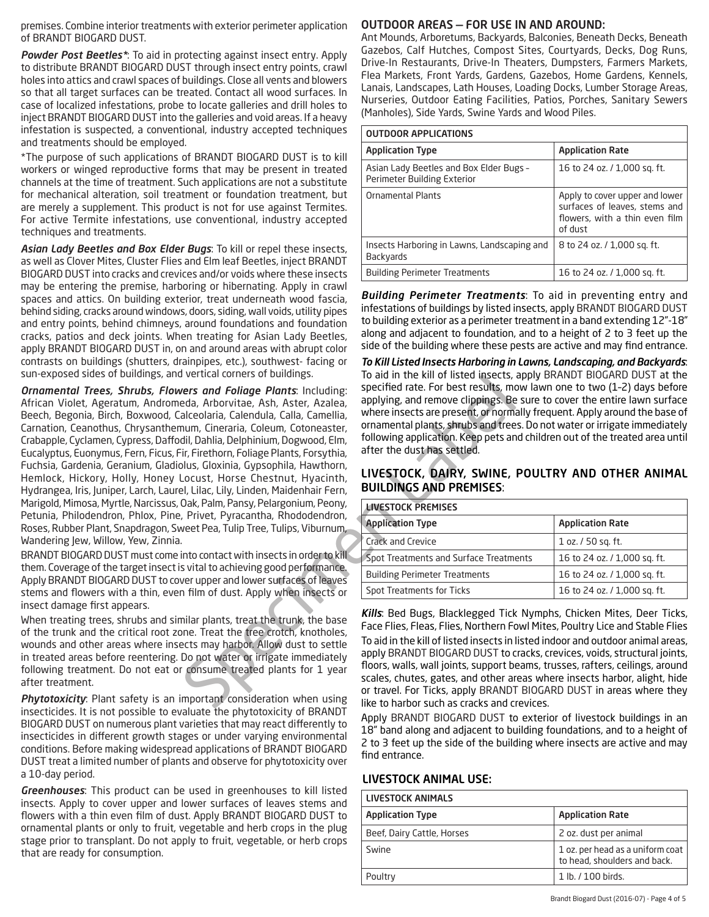premises. Combine interior treatments with exterior perimeter application of BRANDT BIOGARD DUST.

***Powder Post Beetles****: To aid in protecting against insect entry. Apply to distribute BRANDT BIOGARD DUST through insect entry points, crawl holes into attics and crawl spaces of buildings. Close all vents and blowers so that all target surfaces can be treated. Contact all wood surfaces. In case of localized infestations, probe to locate galleries and drill holes to inject BRANDT BIOGARD DUST into the galleries and void areas. If a heavy infestation is suspected, a conventional, industry accepted techniques and treatments should be employed.

*The purpose of such applications of BRANDT BIOGARD DUST is to kill workers or winged reproductive forms that may be present in treated channels at the time of treatment. Such applications are not a substitute for mechanical alteration, soil treatment or foundation treatment, but are merely a supplement. This product is not for use against Termites. For active Termite infestations, use conventional, industry accepted techniques and treatments.

***Asian Lady Beetles and Box Elder Bugs***: To kill or repel these insects, as well as Clover Mites, Cluster Flies and Elm leaf Beetles, inject BRANDT BIOGARD DUST into cracks and crevices and/or voids where these insects may be entering the premise, harboring or hibernating. Apply in crawl spaces and attics. On building exterior, treat underneath wood fascia, behind siding, cracks around windows, doors, siding, wall voids, utility pipes and entry points, behind chimneys, around foundations and foundation cracks, patios and deck joints. When treating for Asian Lady Beetles, apply BRANDT BIOGARD DUST in, on and around areas with abrupt color contrasts on buildings (shutters, drainpipes, etc.), southwest- facing or sun-exposed sides of buildings, and vertical corners of buildings.

***Ornamental Trees, Shrubs, Flowers and Foliage Plants***: Including: African Violet, Ageratum, Andromeda, Arborvitae, Ash, Aster, Azalea, Beech, Begonia, Birch, Boxwood, Calceolaria, Calendula, Calla, Camellia, Carnation, Ceanothus, Chrysanthemum, Cineraria, Coleum, Cotoneaster, Crabapple, Cyclamen, Cypress, Daffodil, Dahlia, Delphinium, Dogwood, Elm, Eucalyptus, Euonymus, Fern, Ficus, Fir, Firethorn, Foliage Plants, Forsythia, Fuchsia, Gardenia, Geranium, Gladiolus, Gloxinia, Gypsophila, Hawthorn, Hemlock, Hickory, Holly, Honey Locust, Horse Chestnut, Hyacinth, Hydrangea, Iris, Juniper, Larch, Laurel, Lilac, Lily, Linden, Maidenhair Fern, Marigold, Mimosa, Myrtle, Narcissus, Oak, Palm, Pansy, Pelargonium, Peony, Petunia, Philodendron, Phlox, Pine, Privet, Pyracantha, Rhododendron, Roses, Rubber Plant, Snapdragon, Sweet Pea, Tulip Tree, Tulips, Viburnum, Wandering Jew, Willow, Yew, Zinnia.

BRANDT BIOGARD DUST must come into contact with insects in order to kill them. Coverage of the target insect is vital to achieving good performance. Apply BRANDT BIOGARD DUST to cover upper and lower surfaces of leaves stems and flowers with a thin, even film of dust. Apply when insects or insect damage first appears.

When treating trees, shrubs and similar plants, treat the trunk, the base of the trunk and the critical root zone. Treat the tree crotch, knotholes, wounds and other areas where insects may harbor. Allow dust to settle in treated areas before reentering. Do not water or irrigate immediately following treatment. Do not eat or consume treated plants for 1 year after treatment.

***Phytotoxicity***: Plant safety is an important consideration when using insecticides. It is not possible to evaluate the phytotoxicity of BRANDT BIOGARD DUST on numerous plant varieties that may react differently to insecticides in different growth stages or under varying environmental conditions. Before making widespread applications of BRANDT BIOGARD DUST treat a limited number of plants and observe for phytotoxicity over a 10-day period.

***Greenhouses***: This product can be used in greenhouses to kill listed insects. Apply to cover upper and lower surfaces of leaves stems and flowers with a thin even film of dust. Apply BRANDT BIOGARD DUST to ornamental plants or only to fruit, vegetable and herb crops in the plug stage prior to transplant. Do not apply to fruit, vegetable, or herb crops that are ready for consumption.

## OUTDOOR AREAS – FOR USE IN AND AROUND:

Ant Mounds, Arboretums, Backyards, Balconies, Beneath Decks, Beneath Gazebos, Calf Hutches, Compost Sites, Courtyards, Decks, Dog Runs, Drive-In Restaurants, Drive-In Theaters, Dumpsters, Farmers Markets, Flea Markets, Front Yards, Gardens, Gazebos, Home Gardens, Kennels, Lanais, Landscapes, Lath Houses, Loading Docks, Lumber Storage Areas, Nurseries, Outdoor Eating Facilities, Patios, Porches, Sanitary Sewers (Manholes), Side Yards, Swine Yards and Wood Piles.

| OUTDOOR APPLICATIONS | |
|---|---|
| **Application Type** | **Application Rate** |
| Asian Lady Beetles and Box Elder Bugs - Perimeter Building Exterior | 16 to 24 oz. / 1,000 sq. ft. |
| Ornamental Plants | Apply to cover upper and lower surfaces of leaves, stems and flowers, with a thin even film of dust |
| Insects Harboring in Lawns, Landscaping and Backyards | 8 to 24 oz. / 1,000 sq. ft. |
| Building Perimeter Treatments | 16 to 24 oz. / 1,000 sq. ft. |

***Building Perimeter Treatments***: To aid in preventing entry and infestations of buildings by listed insects, apply BRANDT BIOGARD DUST to building exterior as a perimeter treatment in a band extending 12"-18" along and adjacent to foundation, and to a height of 2 to 3 feet up the side of the building where these pests are active and may find entrance.

***To Kill Listed Insects Harboring in Lawns, Landscaping, and Backyards***: To aid in the kill of listed insects, apply BRANDT BIOGARD DUST at the specified rate. For best results, mow lawn one to two (1-2) days before applying, and remove clippings. Be sure to cover the entire lawn surface where insects are present, or normally frequent. Apply around the base of ornamental plants, shrubs and trees. Do not water or irrigate immediately following application. Keep pets and children out of the treated area until after the dust has settled.

## LIVESTOCK, DAIRY, SWINE, POULTRY AND OTHER ANIMAL BUILDINGS AND PREMISES:

| LIVESTOCK PREMISES | |
|---|---|
| **Application Type** | **Application Rate** |
| Crack and Crevice | 1 oz. / 50 sq. ft. |
| Spot Treatments and Surface Treatments | 16 to 24 oz. / 1,000 sq. ft. |
| Building Perimeter Treatments | 16 to 24 oz. / 1,000 sq. ft. |
| Spot Treatments for Ticks | 16 to 24 oz. / 1,000 sq. ft. |

***Kills***: Bed Bugs, Blacklegged Tick Nymphs, Chicken Mites, Deer Ticks, Face Flies, Fleas, Flies, Northern Fowl Mites, Poultry Lice and Stable Flies

To aid in the kill of listed insects in listed indoor and outdoor animal areas, apply BRANDT BIOGARD DUST to cracks, crevices, voids, structural joints, floors, walls, wall joints, support beams, trusses, rafters, ceilings, around scales, chutes, gates, and other areas where insects harbor, alight, hide or travel. For Ticks, apply BRANDT BIOGARD DUST in areas where they like to harbor such as cracks and crevices.

Apply BRANDT BIOGARD DUST to exterior of livestock buildings in an 18" band along and adjacent to building foundations, and to a height of 2 to 3 feet up the side of the building where insects are active and may find entrance.

## LIVESTOCK ANIMAL USE:

| LIVESTOCK ANIMALS | |
|---|---|
| **Application Type** | **Application Rate** |
| Beef, Dairy Cattle, Horses | 2 oz. dust per animal |
| Swine | 1 oz. per head as a uniform coat to head, shoulders and back. |
| Poultry | 1 lb. / 100 birds. |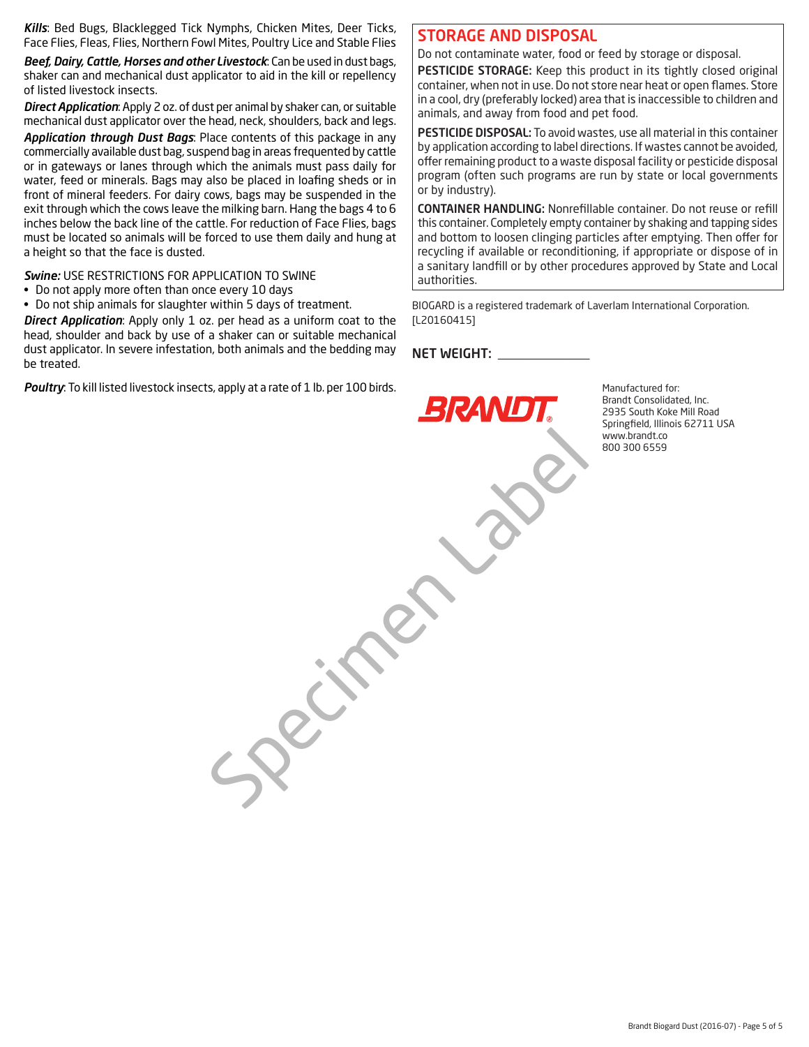*Kills*: Bed Bugs, Blacklegged Tick Nymphs, Chicken Mites, Deer Ticks, Face Flies, Fleas, Flies, Northern Fowl Mites, Poultry Lice and Stable Flies

***Beef, Dairy, Cattle, Horses and other Livestock***: Can be used in dust bags, shaker can and mechanical dust applicator to aid in the kill or repellency of listed livestock insects.

***Direct Application***: Apply 2 oz. of dust per animal by shaker can, or suitable mechanical dust applicator over the head, neck, shoulders, back and legs.

***Application through Dust Bags***: Place contents of this package in any commercially available dust bag, suspend bag in areas frequented by cattle or in gateways or lanes through which the animals must pass daily for water, feed or minerals. Bags may also be placed in loafing sheds or in front of mineral feeders. For dairy cows, bags may be suspended in the exit through which the cows leave the milking barn. Hang the bags 4 to 6 inches below the back line of the cattle. For reduction of Face Flies, bags must be located so animals will be forced to use them daily and hung at a height so that the face is dusted.

***Swine:*** USE RESTRICTIONS FOR APPLICATION TO SWINE

- Do not apply more often than once every 10 days
- Do not ship animals for slaughter within 5 days of treatment.

***Direct Application***: Apply only 1 oz. per head as a uniform coat to the head, shoulder and back by use of a shaker can or suitable mechanical dust applicator. In severe infestation, both animals and the bedding may be treated.

***Poultry***: To kill listed livestock insects, apply at a rate of 1 lb. per 100 birds.

## STORAGE AND DISPOSAL

Do not contaminate water, food or feed by storage or disposal.

**PESTICIDE STORAGE:** Keep this product in its tightly closed original container, when not in use. Do not store near heat or open flames. Store in a cool, dry (preferably locked) area that is inaccessible to children and animals, and away from food and pet food.

**PESTICIDE DISPOSAL:** To avoid wastes, use all material in this container by application according to label directions. If wastes cannot be avoided, offer remaining product to a waste disposal facility or pesticide disposal program (often such programs are run by state or local governments or by industry).

**CONTAINER HANDLING:** Nonrefillable container. Do not reuse or refill this container. Completely empty container by shaking and tapping sides and bottom to loosen clinging particles after emptying. Then offer for recycling if available or reconditioning, if appropriate or dispose of in a sanitary landfill or by other procedures approved by State and Local authorities.

BIOGARD is a registered trademark of Laverlam International Corporation.
[L20160415]

**NET WEIGHT:** _____________

BRANDT®

Manufactured for:
Brandt Consolidated, Inc.
2935 South Koke Mill Road
Springfield, Illinois 62711 USA
www.brandt.co
800 300 6559

Specimen Label